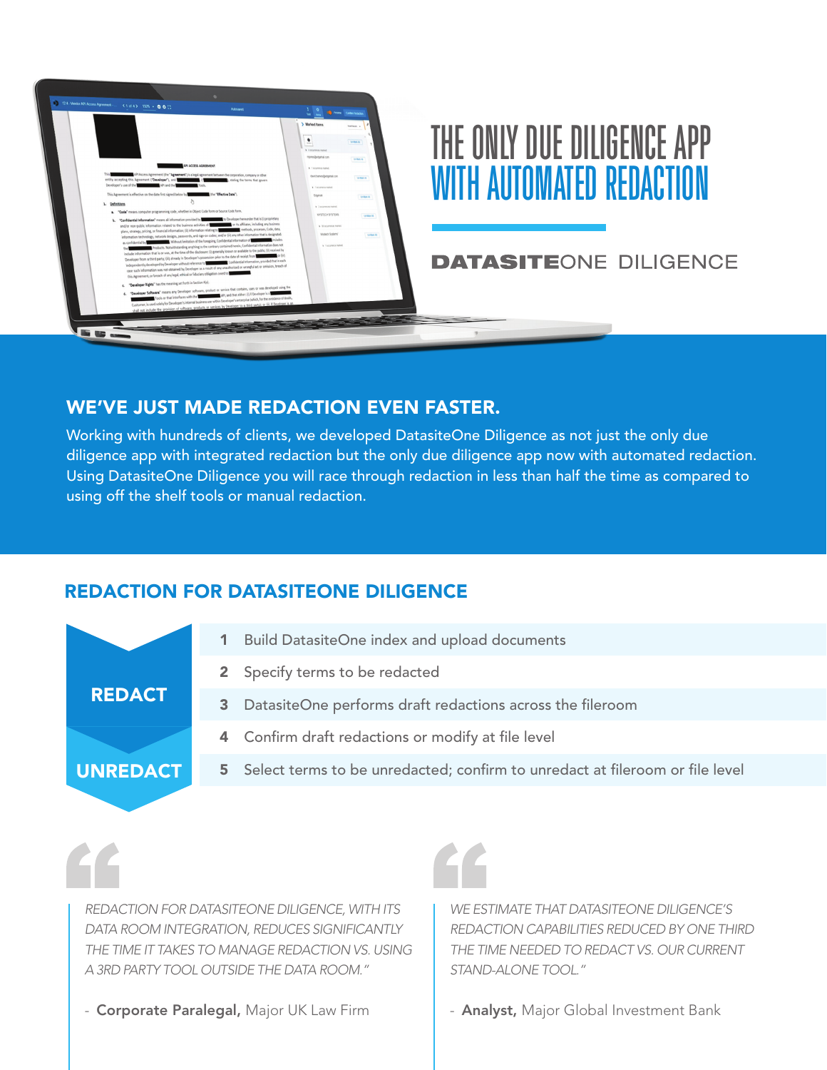# THE ONLY DUE DILIGENCE APP WITH AUTOMATED REDACTION

DATASITEONE DILIGENCE

## WE'VE JUST MADE REDACTION EVEN FASTER.

Working with hundreds of clients, we developed DatasiteOne Diligence as not just the only due diligence app with integrated redaction but the only due diligence app now with automated redaction. Using DatasiteOne Diligence you will race through redaction in less than half the time as compared to using off the shelf tools or manual redaction.

## REDACTION FOR DATASITEONE DILIGENCE

**REDACT**

1. Build DatasiteOne index and upload documents
2. Specify terms to be redacted
3. DatasiteOne performs draft redactions across the fileroom
4. Confirm draft redactions or modify at file level

**UNREDACT**

5. Select terms to be unredacted; confirm to unredact at fileroom or file level

> *REDACTION FOR DATASITEONE DILIGENCE, WITH ITS DATA ROOM INTEGRATION, REDUCES SIGNIFICANTLY THE TIME IT TAKES TO MANAGE REDACTION VS. USING A 3RD PARTY TOOL OUTSIDE THE DATA ROOM."*
>
> \- **Corporate Paralegal,** Major UK Law Firm

> *WE ESTIMATE THAT DATASITEONE DILIGENCE'S REDACTION CAPABILITIES REDUCED BY ONE THIRD THE TIME NEEDED TO REDACT VS. OUR CURRENT STAND-ALONE TOOL."*
>
> \- **Analyst,** Major Global Investment Bank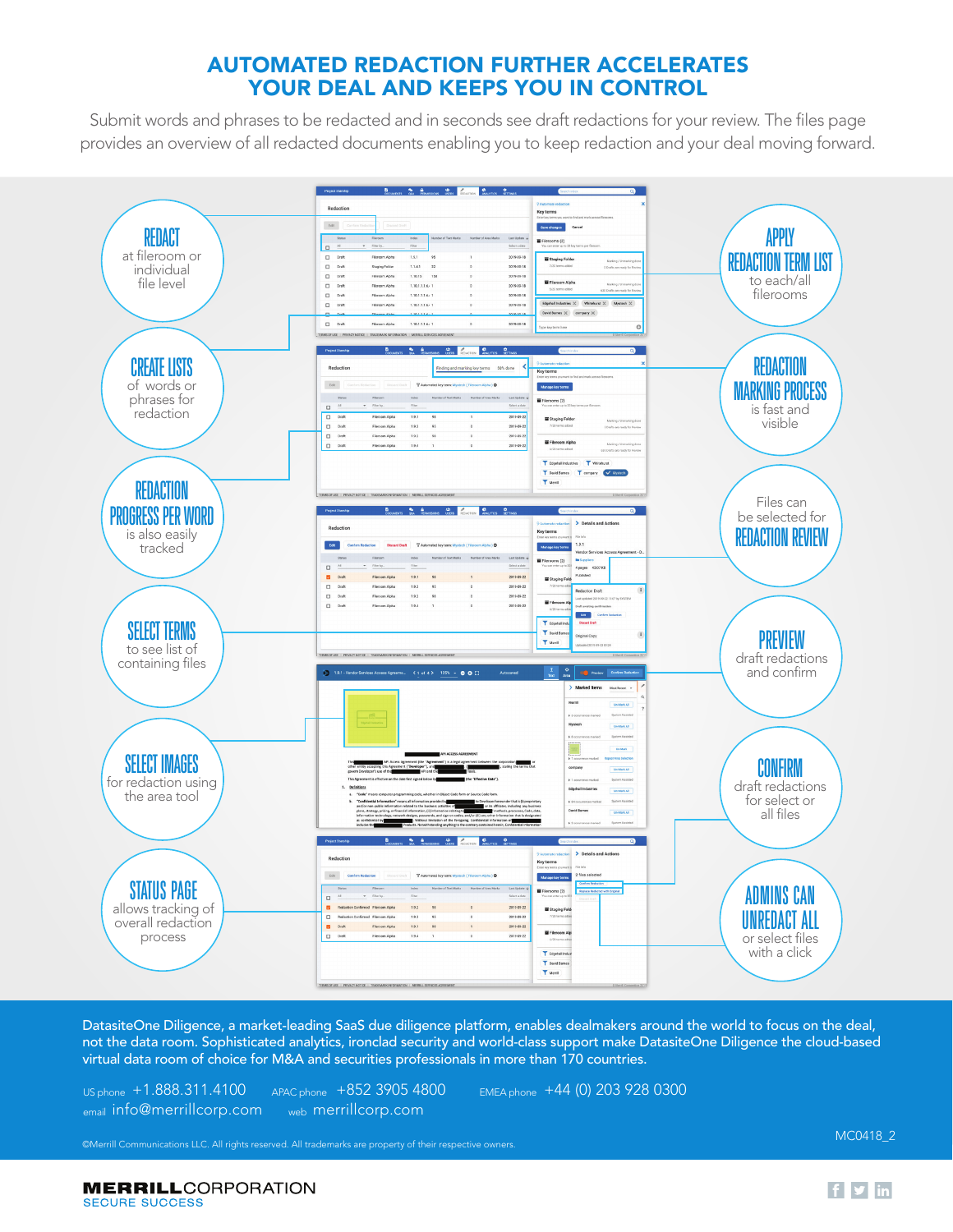# AUTOMATED REDACTION FURTHER ACCELERATES YOUR DEAL AND KEEPS YOU IN CONTROL

Submit words and phrases to be redacted and in seconds see draft redactions for your review. The files page provides an overview of all redacted documents enabling you to keep redaction and your deal moving forward.

**REDACT** at fileroom or individual file level

**CREATE LISTS** of words or phrases for redaction

**REDACTION PROGRESS PER WORD** is also easily tracked

**SELECT TERMS** to see list of containing files

**SELECT IMAGES** for redaction using the area tool

**STATUS PAGE** allows tracking of overall redaction process

**APPLY REDACTION TERM LIST** to each/all filerooms

**REDACTION MARKING PROCESS** is fast and visible

Files can be selected for **REDACTION REVIEW**

**PREVIEW** draft redactions and confirm

**CONFIRM** draft redactions for select or all files

**ADMINS CAN UNREDACT ALL** or select files with a click

DatasiteOne Diligence, a market-leading SaaS due diligence platform, enables dealmakers around the world to focus on the deal, not the data room. Sophisticated analytics, ironclad security and world-class support make DatasiteOne Diligence the cloud-based virtual data room of choice for M&A and securities professionals in more than 170 countries.

US phone +1.888.311.4100 APAC phone +852 3905 4800 EMEA phone +44 (0) 203 928 0300
email info@merrillcorp.com web merrillcorp.com

©Merrill Communications LLC. All rights reserved. All trademarks are property of their respective owners.

MC0418_2

**MERRILL**CORPORATION
SECURE SUCCESS